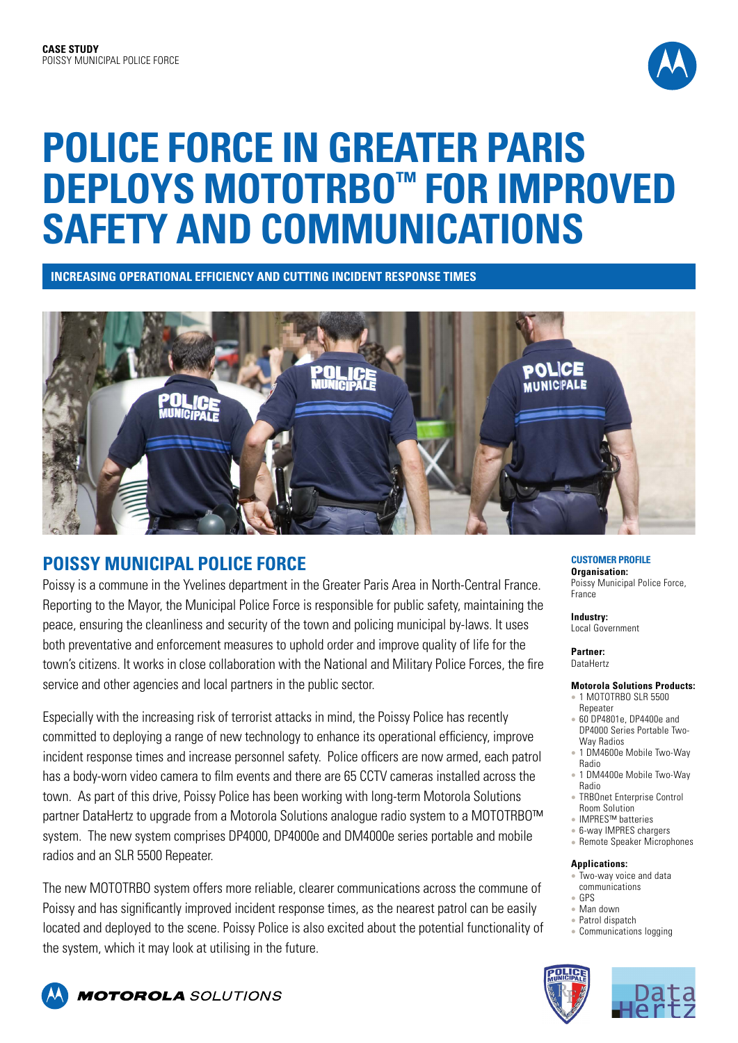**CASE STUDY**
POISSY MUNICIPAL POLICE FORCE

# POLICE FORCE IN GREATER PARIS DEPLOYS MOTOTRBO™ FOR IMPROVED SAFETY AND COMMUNICATIONS

**INCREASING OPERATIONAL EFFICIENCY AND CUTTING INCIDENT RESPONSE TIMES**

## POISSY MUNICIPAL POLICE FORCE

Poissy is a commune in the Yvelines department in the Greater Paris Area in North-Central France. Reporting to the Mayor, the Municipal Police Force is responsible for public safety, maintaining the peace, ensuring the cleanliness and security of the town and policing municipal by-laws. It uses both preventative and enforcement measures to uphold order and improve quality of life for the town's citizens. It works in close collaboration with the National and Military Police Forces, the fire service and other agencies and local partners in the public sector.

Especially with the increasing risk of terrorist attacks in mind, the Poissy Police has recently committed to deploying a range of new technology to enhance its operational efficiency, improve incident response times and increase personnel safety. Police officers are now armed, each patrol has a body-worn video camera to film events and there are 65 CCTV cameras installed across the town. As part of this drive, Poissy Police has been working with long-term Motorola Solutions partner DataHertz to upgrade from a Motorola Solutions analogue radio system to a MOTOTRBO™ system. The new system comprises DP4000, DP4000e and DM4000e series portable and mobile radios and an SLR 5500 Repeater.

The new MOTOTRBO system offers more reliable, clearer communications across the commune of Poissy and has significantly improved incident response times, as the nearest patrol can be easily located and deployed to the scene. Poissy Police is also excited about the potential functionality of the system, which it may look at utilising in the future.

### CUSTOMER PROFILE

**Organisation:**
Poissy Municipal Police Force, France

**Industry:**
Local Government

**Partner:**
DataHertz

**Motorola Solutions Products:**

- 1 MOTOTRBO SLR 5500 Repeater
- 60 DP4801e, DP4400e and DP4000 Series Portable Two-Way Radios
- 1 DM4600e Mobile Two-Way Radio
- 1 DM4400e Mobile Two-Way Radio
- TRBOnet Enterprise Control Room Solution
- IMPRES™ batteries
- 6-way IMPRES chargers
- Remote Speaker Microphones

**Applications:**

- Two-way voice and data communications
- GPS
- Man down
- Patrol dispatch
- Communications logging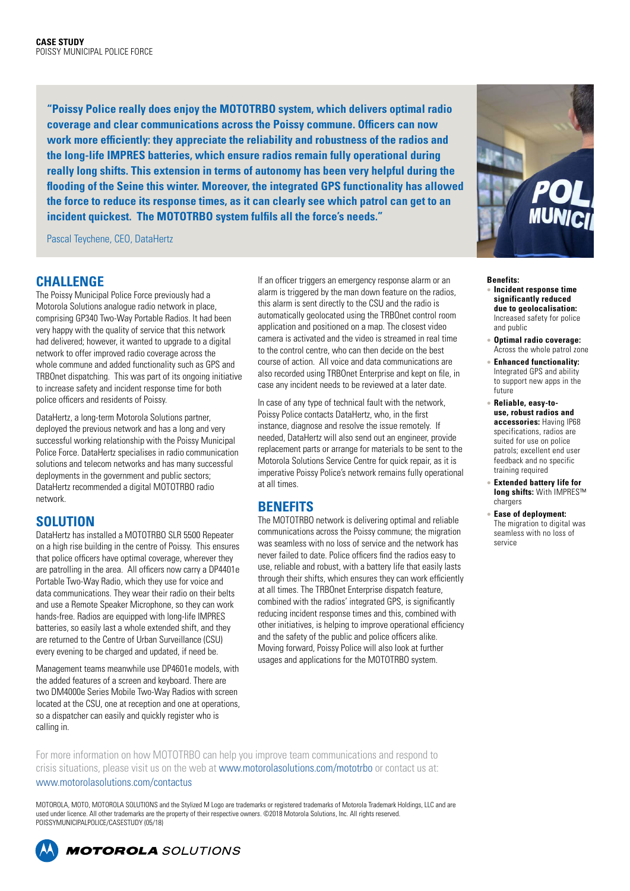**CASE STUDY**
POISSY MUNICIPAL POLICE FORCE

**"Poissy Police really does enjoy the MOTOTRBO system, which delivers optimal radio coverage and clear communications across the Poissy commune. Officers can now work more efficiently: they appreciate the reliability and robustness of the radios and the long-life IMPRES batteries, which ensure radios remain fully operational during really long shifts. This extension in terms of autonomy has been very helpful during the flooding of the Seine this winter. Moreover, the integrated GPS functionality has allowed the force to reduce its response times, as it can clearly see which patrol can get to an incident quickest. The MOTOTRBO system fulfils all the force's needs."**

Pascal Teychene, CEO, DataHertz

## CHALLENGE

The Poissy Municipal Police Force previously had a Motorola Solutions analogue radio network in place, comprising GP340 Two-Way Portable Radios. It had been very happy with the quality of service that this network had delivered; however, it wanted to upgrade to a digital network to offer improved radio coverage across the whole commune and added functionality such as GPS and TRBOnet dispatching. This was part of its ongoing initiative to increase safety and incident response time for both police officers and residents of Poissy.

DataHertz, a long-term Motorola Solutions partner, deployed the previous network and has a long and very successful working relationship with the Poissy Municipal Police Force. DataHertz specialises in radio communication solutions and telecom networks and has many successful deployments in the government and public sectors; DataHertz recommended a digital MOTOTRBO radio network.

## SOLUTION

DataHertz has installed a MOTOTRBO SLR 5500 Repeater on a high rise building in the centre of Poissy. This ensures that police officers have optimal coverage, wherever they are patrolling in the area. All officers now carry a DP4401e Portable Two-Way Radio, which they use for voice and data communications. They wear their radio on their belts and use a Remote Speaker Microphone, so they can work hands-free. Radios are equipped with long-life IMPRES batteries, so easily last a whole extended shift, and they are returned to the Centre of Urban Surveillance (CSU) every evening to be charged and updated, if need be.

Management teams meanwhile use DP4601e models, with the added features of a screen and keyboard. There are two DM4000e Series Mobile Two-Way Radios with screen located at the CSU, one at reception and one at operations, so a dispatcher can easily and quickly register who is calling in.

If an officer triggers an emergency response alarm or an alarm is triggered by the man down feature on the radios, this alarm is sent directly to the CSU and the radio is automatically geolocated using the TRBOnet control room application and positioned on a map. The closest video camera is activated and the video is streamed in real time to the control centre, who can then decide on the best course of action. All voice and data communications are also recorded using TRBOnet Enterprise and kept on file, in case any incident needs to be reviewed at a later date.

In case of any type of technical fault with the network, Poissy Police contacts DataHertz, who, in the first instance, diagnose and resolve the issue remotely. If needed, DataHertz will also send out an engineer, provide replacement parts or arrange for materials to be sent to the Motorola Solutions Service Centre for quick repair, as it is imperative Poissy Police's network remains fully operational at all times.

## BENEFITS

The MOTOTRBO network is delivering optimal and reliable communications across the Poissy commune; the migration was seamless with no loss of service and the network has never failed to date. Police officers find the radios easy to use, reliable and robust, with a battery life that easily lasts through their shifts, which ensures they can work efficiently at all times. The TRBOnet Enterprise dispatch feature, combined with the radios' integrated GPS, is significantly reducing incident response times and this, combined with other initiatives, is helping to improve operational efficiency and the safety of the public and police officers alike. Moving forward, Poissy Police will also look at further usages and applications for the MOTOTRBO system.

**Benefits:**

- **Incident response time significantly reduced due to geolocalisation:** Increased safety for police and public
- **Optimal radio coverage:** Across the whole patrol zone
- **Enhanced functionality:** Integrated GPS and ability to support new apps in the future
- **Reliable, easy-to-use, robust radios and accessories:** Having IP68 specifications, radios are suited for use on police patrols; excellent end user feedback and no specific training required
- **Extended battery life for long shifts:** With IMPRES™ chargers
- **Ease of deployment:** The migration to digital was seamless with no loss of service

For more information on how MOTOTRBO can help you improve team communications and respond to crisis situations, please visit us on the web at www.motorolasolutions.com/mototrbo or contact us at: www.motorolasolutions.com/contactus

MOTOROLA, MOTO, MOTOROLA SOLUTIONS and the Stylized M Logo are trademarks or registered trademarks of Motorola Trademark Holdings, LLC and are used under licence. All other trademarks are the property of their respective owners. ©2018 Motorola Solutions, Inc. All rights reserved.
POISSYMUNICIPALPOLICE/CASESTUDY (05/18)

MOTOROLA SOLUTIONS